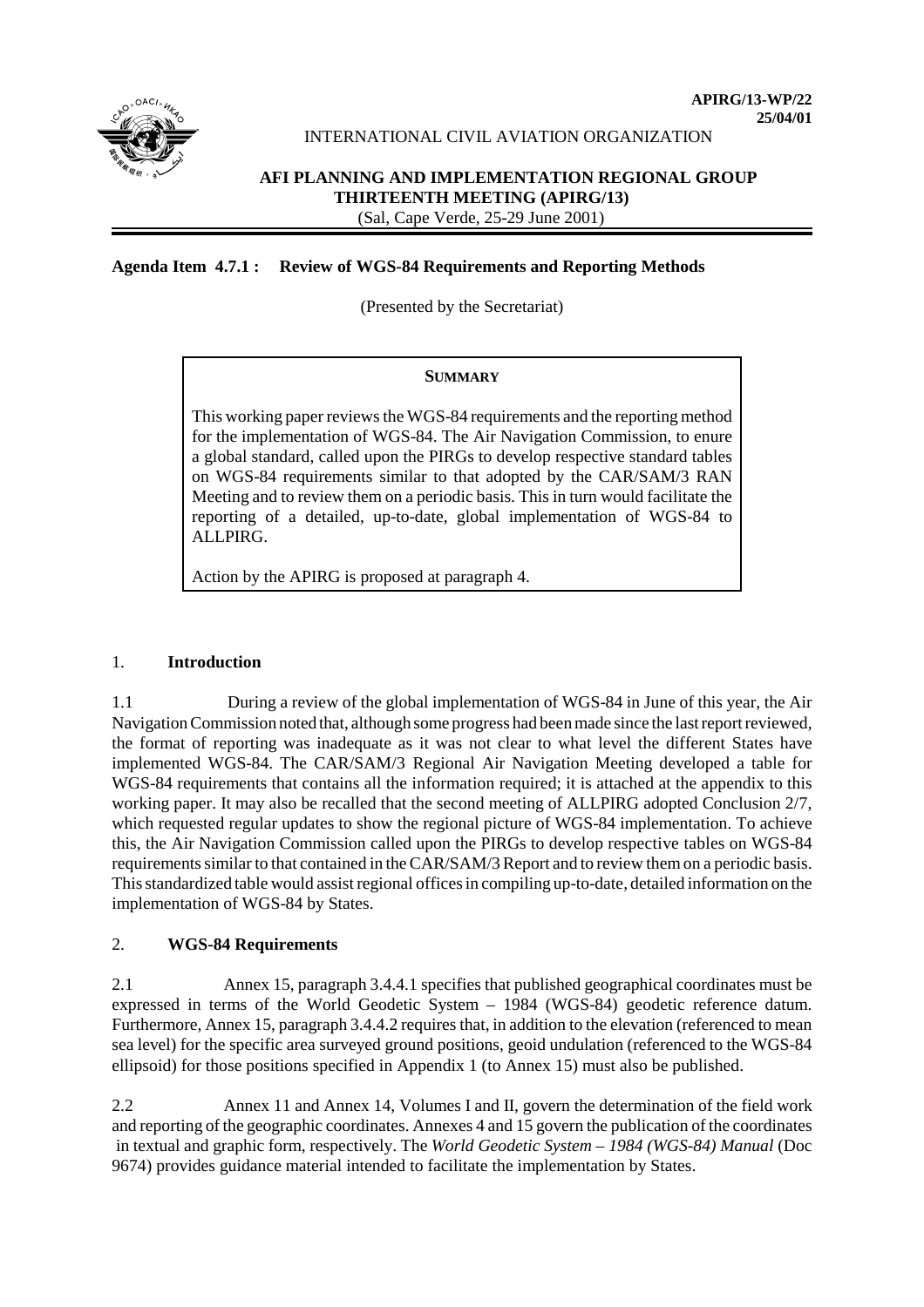APIRG/13-WP/22
25/04/01

INTERNATIONAL CIVIL AVIATION ORGANIZATION

**AFI PLANNING AND IMPLEMENTATION REGIONAL GROUP**
**THIRTEENTH MEETING (APIRG/13)**
(Sal, Cape Verde, 25-29 June 2001)

**Agenda Item 4.7.1 : Review of WGS-84 Requirements and Reporting Methods**

(Presented by the Secretariat)

> **SUMMARY**
>
> This working paper reviews the WGS-84 requirements and the reporting method for the implementation of WGS-84. The Air Navigation Commission, to enure a global standard, called upon the PIRGs to develop respective standard tables on WGS-84 requirements similar to that adopted by the CAR/SAM/3 RAN Meeting and to review them on a periodic basis. This in turn would facilitate the reporting of a detailed, up-to-date, global implementation of WGS-84 to ALLPIRG.
>
> Action by the APIRG is proposed at paragraph 4.

## 1. Introduction

1.1 During a review of the global implementation of WGS-84 in June of this year, the Air Navigation Commission noted that, although some progress had been made since the last report reviewed, the format of reporting was inadequate as it was not clear to what level the different States have implemented WGS-84. The CAR/SAM/3 Regional Air Navigation Meeting developed a table for WGS-84 requirements that contains all the information required; it is attached at the appendix to this working paper. It may also be recalled that the second meeting of ALLPIRG adopted Conclusion 2/7, which requested regular updates to show the regional picture of WGS-84 implementation. To achieve this, the Air Navigation Commission called upon the PIRGs to develop respective tables on WGS-84 requirements similar to that contained in the CAR/SAM/3 Report and to review them on a periodic basis. This standardized table would assist regional offices in compiling up-to-date, detailed information on the implementation of WGS-84 by States.

## 2. WGS-84 Requirements

2.1 Annex 15, paragraph 3.4.4.1 specifies that published geographical coordinates must be expressed in terms of the World Geodetic System – 1984 (WGS-84) geodetic reference datum. Furthermore, Annex 15, paragraph 3.4.4.2 requires that, in addition to the elevation (referenced to mean sea level) for the specific area surveyed ground positions, geoid undulation (referenced to the WGS-84 ellipsoid) for those positions specified in Appendix 1 (to Annex 15) must also be published.

2.2 Annex 11 and Annex 14, Volumes I and II, govern the determination of the field work and reporting of the geographic coordinates. Annexes 4 and 15 govern the publication of the coordinates in textual and graphic form, respectively. The *World Geodetic System – 1984 (WGS-84) Manual* (Doc 9674) provides guidance material intended to facilitate the implementation by States.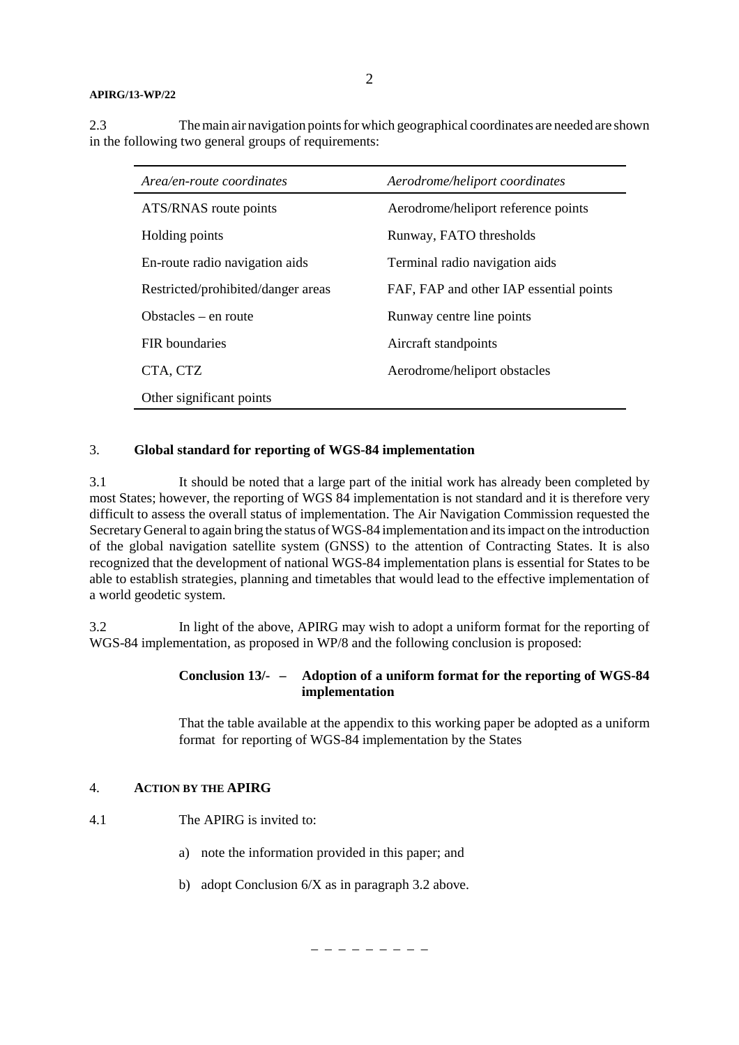2.3 The main air navigation points for which geographical coordinates are needed are shown in the following two general groups of requirements:

| *Area/en-route coordinates* | *Aerodrome/heliport coordinates* |
|---|---|
| ATS/RNAS route points | Aerodrome/heliport reference points |
| Holding points | Runway, FATO thresholds |
| En-route radio navigation aids | Terminal radio navigation aids |
| Restricted/prohibited/danger areas | FAF, FAP and other IAP essential points |
| Obstacles – en route | Runway centre line points |
| FIR boundaries | Aircraft standpoints |
| CTA, CTZ | Aerodrome/heliport obstacles |
| Other significant points | |

## 3. Global standard for reporting of WGS-84 implementation

3.1 It should be noted that a large part of the initial work has already been completed by most States; however, the reporting of WGS 84 implementation is not standard and it is therefore very difficult to assess the overall status of implementation. The Air Navigation Commission requested the Secretary General to again bring the status of WGS-84 implementation and its impact on the introduction of the global navigation satellite system (GNSS) to the attention of Contracting States. It is also recognized that the development of national WGS-84 implementation plans is essential for States to be able to establish strategies, planning and timetables that would lead to the effective implementation of a world geodetic system.

3.2 In light of the above, APIRG may wish to adopt a uniform format for the reporting of WGS-84 implementation, as proposed in WP/8 and the following conclusion is proposed:

> **Conclusion 13/- – Adoption of a uniform format for the reporting of WGS-84 implementation**
>
> That the table available at the appendix to this working paper be adopted as a uniform format for reporting of WGS-84 implementation by the States

## 4. ACTION BY THE APIRG

4.1 The APIRG is invited to:

a) note the information provided in this paper; and

b) adopt Conclusion 6/X as in paragraph 3.2 above.

– – – – – – – – –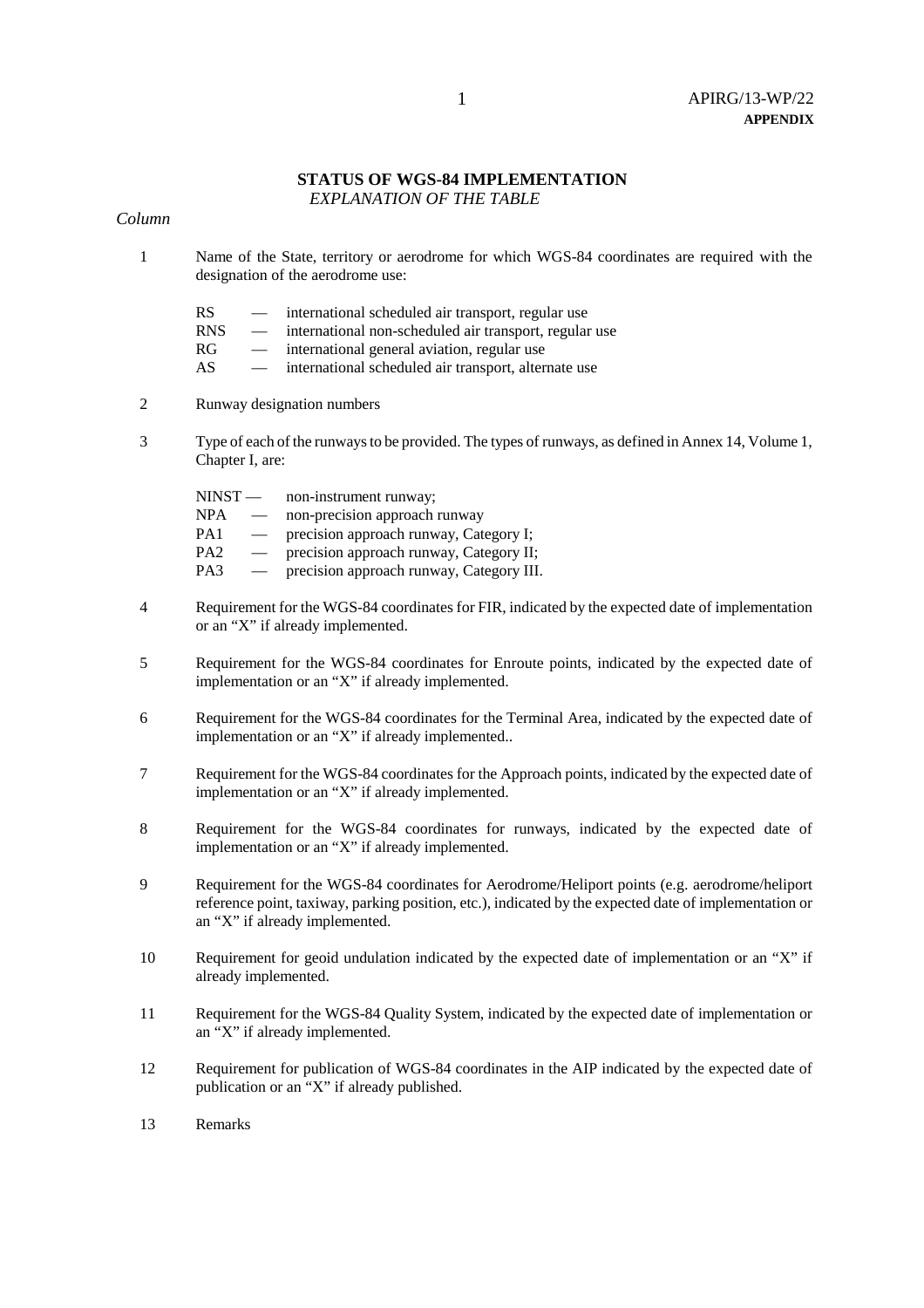# STATUS OF WGS-84 IMPLEMENTATION

*EXPLANATION OF THE TABLE*

*Column*

1 Name of the State, territory or aerodrome for which WGS-84 coordinates are required with the designation of the aerodrome use:

- RS — international scheduled air transport, regular use
- RNS — international non-scheduled air transport, regular use
- RG — international general aviation, regular use
- AS — international scheduled air transport, alternate use

2 Runway designation numbers

3 Type of each of the runways to be provided. The types of runways, as defined in Annex 14, Volume 1, Chapter I, are:

- NINST — non-instrument runway;
- NPA — non-precision approach runway
- PA1 — precision approach runway, Category I;
- PA2 — precision approach runway, Category II;
- PA3 — precision approach runway, Category III.

4 Requirement for the WGS-84 coordinates for FIR, indicated by the expected date of implementation or an "X" if already implemented.

5 Requirement for the WGS-84 coordinates for Enroute points, indicated by the expected date of implementation or an "X" if already implemented.

6 Requirement for the WGS-84 coordinates for the Terminal Area, indicated by the expected date of implementation or an "X" if already implemented..

7 Requirement for the WGS-84 coordinates for the Approach points, indicated by the expected date of implementation or an "X" if already implemented.

8 Requirement for the WGS-84 coordinates for runways, indicated by the expected date of implementation or an "X" if already implemented.

9 Requirement for the WGS-84 coordinates for Aerodrome/Heliport points (e.g. aerodrome/heliport reference point, taxiway, parking position, etc.), indicated by the expected date of implementation or an "X" if already implemented.

10 Requirement for geoid undulation indicated by the expected date of implementation or an "X" if already implemented.

11 Requirement for the WGS-84 Quality System, indicated by the expected date of implementation or an "X" if already implemented.

12 Requirement for publication of WGS-84 coordinates in the AIP indicated by the expected date of publication or an "X" if already published.

13 Remarks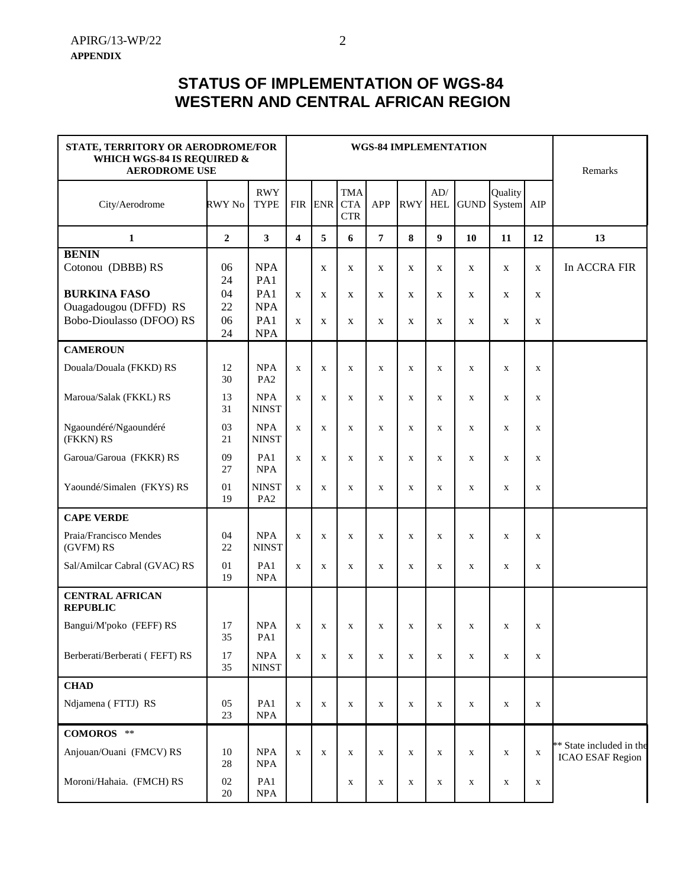# STATUS OF IMPLEMENTATION OF WGS-84 WESTERN AND CENTRAL AFRICAN REGION

| STATE, TERRITORY OR AERODROME/FOR WHICH WGS-84 IS REQUIRED & AERODROME USE | | | WGS-84 IMPLEMENTATION | | | | | | | | | Remarks |
|---|---|---|---|---|---|---|---|---|---|---|---|---|
| City/Aerodrome | RWY No | RWY TYPE | FIR | ENR | TMA CTA CTR | APP | RWY | AD/ HEL | GUND | Quality System | AIP | |
| **1** | **2** | **3** | **4** | **5** | **6** | **7** | **8** | **9** | **10** | **11** | **12** | **13** |
| **BENIN** | | | | | | | | | | | | |
| Cotonou (DBBB) RS | 06<br>24 | NPA<br>PA1 | | x | x | x | x | x | x | x | x | In ACCRA FIR |
| **BURKINA FASO** | | | | | | | | | | | | |
| Ouagadougou (DFFD) RS | 04<br>22 | PA1<br>NPA | x | x | x | x | x | x | x | x | x | |
| Bobo-Dioulasso (DFOO) RS | 06<br>24 | PA1<br>NPA | x | x | x | x | x | x | x | x | x | |
| **CAMEROUN** | | | | | | | | | | | | |
| Douala/Douala (FKKD) RS | 12<br>30 | NPA<br>PA2 | x | x | x | x | x | x | x | x | x | |
| Maroua/Salak (FKKL) RS | 13<br>31 | NPA<br>NINST | x | x | x | x | x | x | x | x | x | |
| Ngaoundéré/Ngaoundéré (FKKN) RS | 03<br>21 | NPA<br>NINST | x | x | x | x | x | x | x | x | x | |
| Garoua/Garoua (FKKR) RS | 09<br>27 | PA1<br>NPA | x | x | x | x | x | x | x | x | x | |
| Yaoundé/Simalen (FKYS) RS | 01<br>19 | NINST<br>PA2 | x | x | x | x | x | x | x | x | x | |
| **CAPE VERDE** | | | | | | | | | | | | |
| Praia/Francisco Mendes (GVFM) RS | 04<br>22 | NPA<br>NINST | x | x | x | x | x | x | x | x | x | |
| Sal/Amilcar Cabral (GVAC) RS | 01<br>19 | PA1<br>NPA | x | x | x | x | x | x | x | x | x | |
| **CENTRAL AFRICAN REPUBLIC** | | | | | | | | | | | | |
| Bangui/M'poko (FEFF) RS | 17<br>35 | NPA<br>PA1 | x | x | x | x | x | x | x | x | x | |
| Berberati/Berberati ( FEFT) RS | 17<br>35 | NPA<br>NINST | x | x | x | x | x | x | x | x | x | |
| **CHAD** | | | | | | | | | | | | |
| Ndjamena ( FTTJ) RS | 05<br>23 | PA1<br>NPA | x | x | x | x | x | x | x | x | x | |
| **COMOROS** ** | | | | | | | | | | | | |
| Anjouan/Ouani (FMCV) RS | 10<br>28 | NPA<br>NPA | x | x | x | x | x | x | x | x | x | ** State included in the ICAO ESAF Region |
| Moroni/Hahaia. (FMCH) RS | 02<br>20 | PA1<br>NPA | | | x | x | x | x | x | x | x | |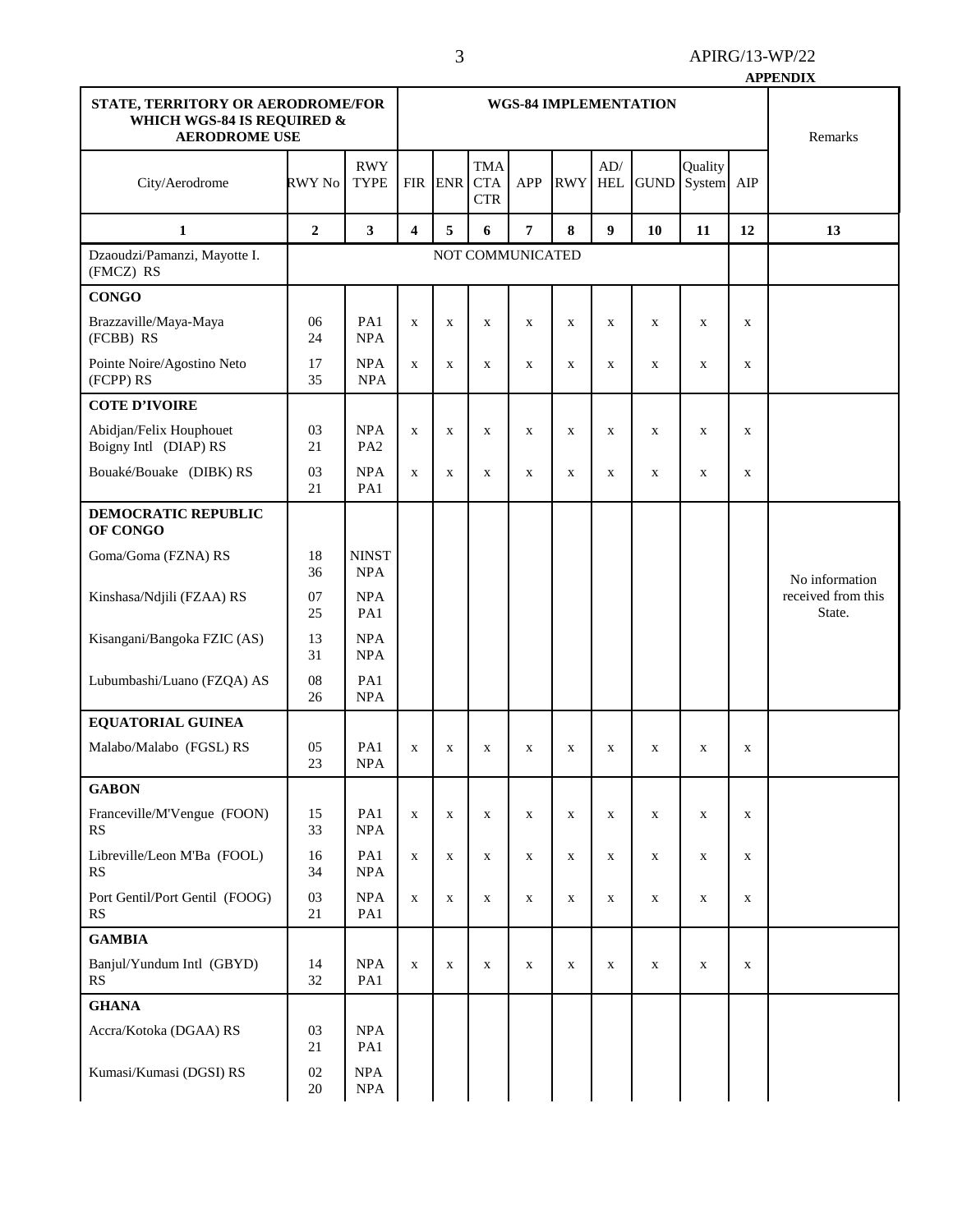**APPENDIX**

| STATE, TERRITORY OR AERODROME/FOR WHICH WGS-84 IS REQUIRED & AERODROME USE | | | WGS-84 IMPLEMENTATION | | | | | | | | | Remarks |
|---|---|---|---|---|---|---|---|---|---|---|---|---|
| City/Aerodrome | RWY No | RWY TYPE | FIR | ENR | TMA CTA CTR | APP | RWY | AD/ HEL | GUND | Quality System | AIP | |
| **1** | **2** | **3** | **4** | **5** | **6** | **7** | **8** | **9** | **10** | **11** | **12** | **13** |
| Dzaoudzi/Pamanzi, Mayotte I. (FMCZ) RS | NOT COMMUNICATED | | | | | | | | | | | |
| **CONGO** | | | | | | | | | | | | |
| Brazzaville/Maya-Maya (FCBB) RS | 06 24 | PA1 NPA | x | x | x | x | x | x | x | x | x | |
| Pointe Noire/Agostino Neto (FCPP) RS | 17 35 | NPA NPA | x | x | x | x | x | x | x | x | x | |
| **COTE D'IVOIRE** | | | | | | | | | | | | |
| Abidjan/Felix Houphouet Boigny Intl (DIAP) RS | 03 21 | NPA PA2 | x | x | x | x | x | x | x | x | x | |
| Bouaké/Bouake (DIBK) RS | 03 21 | NPA PA1 | x | x | x | x | x | x | x | x | x | |
| **DEMOCRATIC REPUBLIC OF CONGO** | | | | | | | | | | | | No information received from this State. |
| Goma/Goma (FZNA) RS | 18 36 | NINST NPA | | | | | | | | | | |
| Kinshasa/Ndjili (FZAA) RS | 07 25 | NPA PA1 | | | | | | | | | | |
| Kisangani/Bangoka FZIC (AS) | 13 31 | NPA NPA | | | | | | | | | | |
| Lubumbashi/Luano (FZQA) AS | 08 26 | PA1 NPA | | | | | | | | | | |
| **EQUATORIAL GUINEA** | | | | | | | | | | | | |
| Malabo/Malabo (FGSL) RS | 05 23 | PA1 NPA | x | x | x | x | x | x | x | x | x | |
| **GABON** | | | | | | | | | | | | |
| Franceville/M'Vengue (FOON) RS | 15 33 | PA1 NPA | x | x | x | x | x | x | x | x | x | |
| Libreville/Leon M'Ba (FOOL) RS | 16 34 | PA1 NPA | x | x | x | x | x | x | x | x | x | |
| Port Gentil/Port Gentil (FOOG) RS | 03 21 | NPA PA1 | x | x | x | x | x | x | x | x | x | |
| **GAMBIA** | | | | | | | | | | | | |
| Banjul/Yundum Intl (GBYD) RS | 14 32 | NPA PA1 | x | x | x | x | x | x | x | x | x | |
| **GHANA** | | | | | | | | | | | | |
| Accra/Kotoka (DGAA) RS | 03 21 | NPA PA1 | | | | | | | | | | |
| Kumasi/Kumasi (DGSI) RS | 02 20 | NPA NPA | | | | | | | | | | |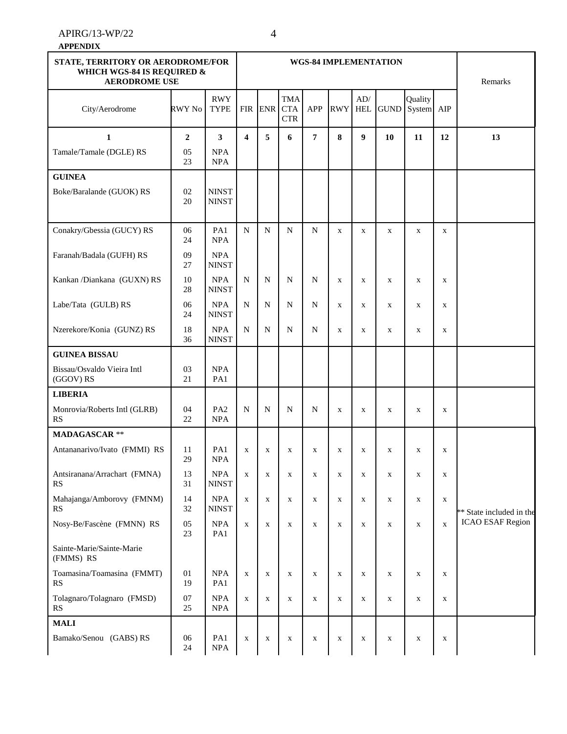**APPENDIX**

| STATE, TERRITORY OR AERODROME/FOR WHICH WGS-84 IS REQUIRED & AERODROME USE | | | WGS-84 IMPLEMENTATION | | | | | | | | | Remarks |
|---|---|---|---|---|---|---|---|---|---|---|---|---|
| City/Aerodrome | RWY No | RWY TYPE | FIR | ENR | TMA CTA CTR | APP | RWY | AD/ HEL | GUND | Quality System | AIP | |
| **1** | **2** | **3** | **4** | **5** | **6** | **7** | **8** | **9** | **10** | **11** | **12** | **13** |
| Tamale/Tamale (DGLE) RS | 05 23 | NPA NPA | | | | | | | | | | |
| **GUINEA** | | | | | | | | | | | | |
| Boke/Baralande (GUOK) RS | 02 20 | NINST NINST | | | | | | | | | | |
| Conakry/Gbessia (GUCY) RS | 06 24 | PA1 NPA | N | N | N | N | x | x | x | x | x | |
| Faranah/Badala (GUFH) RS | 09 27 | NPA NINST | | | | | | | | | | |
| Kankan /Diankana (GUXN) RS | 10 28 | NPA NINST | N | N | N | N | x | x | x | x | x | |
| Labe/Tata (GULB) RS | 06 24 | NPA NINST | N | N | N | N | x | x | x | x | x | |
| Nzerekore/Konia (GUNZ) RS | 18 36 | NPA NINST | N | N | N | N | x | x | x | x | x | |
| **GUINEA BISSAU** | | | | | | | | | | | | |
| Bissau/Osvaldo Vieira Intl (GGOV) RS | 03 21 | NPA PA1 | | | | | | | | | | |
| **LIBERIA** | | | | | | | | | | | | |
| Monrovia/Roberts Intl (GLRB) RS | 04 22 | PA2 NPA | N | N | N | N | x | x | x | x | x | |
| **MADAGASCAR** ** | | | | | | | | | | | | |
| Antananarivo/Ivato (FMMI) RS | 11 29 | PA1 NPA | x | x | x | x | x | x | x | x | x | |
| Antsiranana/Arrachart (FMNA) RS | 13 31 | NPA NINST | x | x | x | x | x | x | x | x | x | |
| Mahajanga/Amborovy (FMNM) RS | 14 32 | NPA NINST | x | x | x | x | x | x | x | x | x | ** State included in the ICAO ESAF Region |
| Nosy-Be/Fascène (FMNN) RS | 05 23 | NPA PA1 | x | x | x | x | x | x | x | x | x | |
| Sainte-Marie/Sainte-Marie (FMMS) RS | | | | | | | | | | | | |
| Toamasina/Toamasina (FMMT) RS | 01 19 | NPA PA1 | x | x | x | x | x | x | x | x | x | |
| Tolagnaro/Tolagnaro (FMSD) RS | 07 25 | NPA NPA | x | x | x | x | x | x | x | x | x | |
| **MALI** | | | | | | | | | | | | |
| Bamako/Senou (GABS) RS | 06 24 | PA1 NPA | x | x | x | x | x | x | x | x | x | |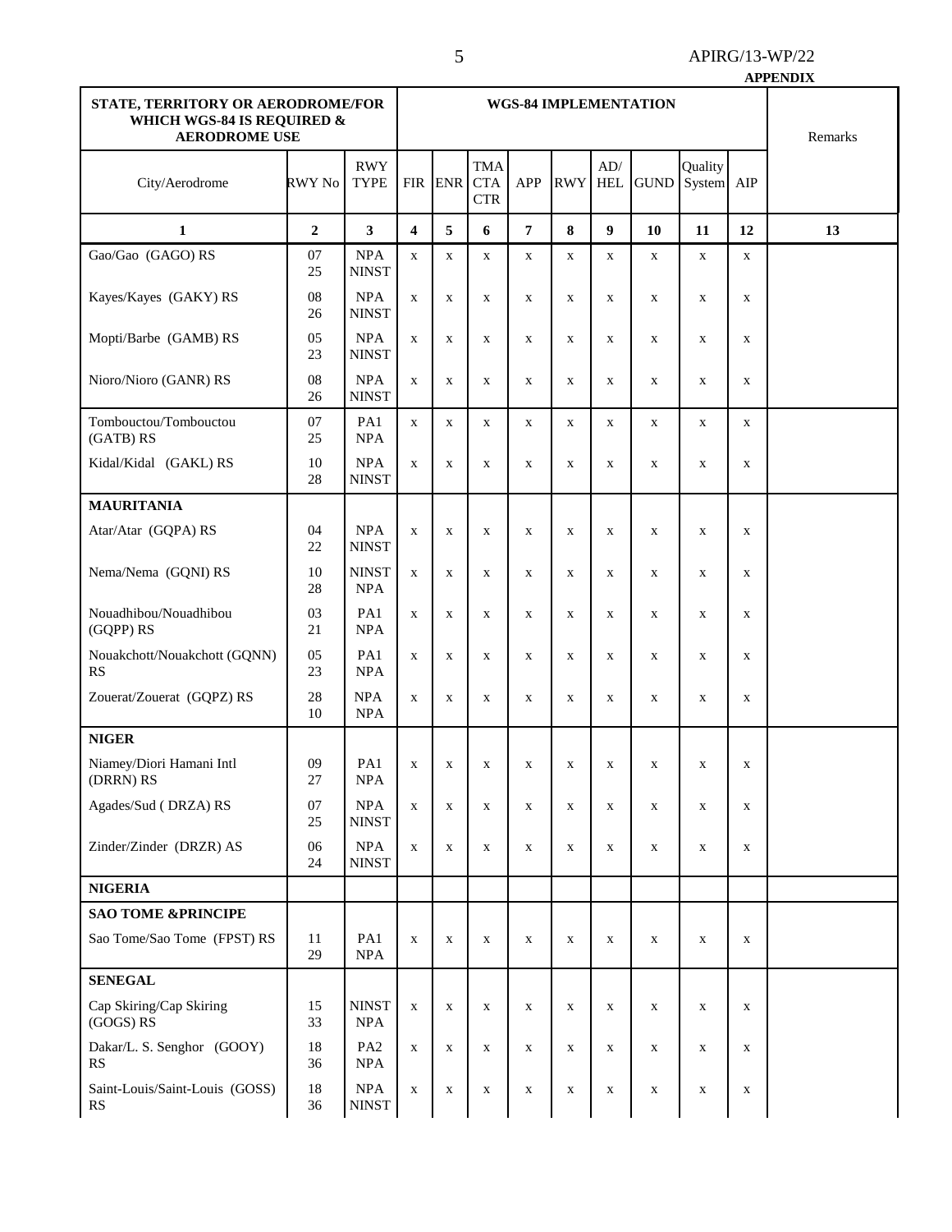**APPENDIX**

| STATE, TERRITORY OR AERODROME/FOR WHICH WGS-84 IS REQUIRED & AERODROME USE | | | WGS-84 IMPLEMENTATION | | | | | | | | | Remarks |
|---|---|---|---|---|---|---|---|---|---|---|---|---|
| City/Aerodrome | RWY No | RWY TYPE | FIR | ENR | TMA CTA CTR | APP | RWY | AD/ HEL | GUND | Quality System | AIP | |
| **1** | **2** | **3** | **4** | **5** | **6** | **7** | **8** | **9** | **10** | **11** | **12** | **13** |
| Gao/Gao (GAGO) RS | 07 25 | NPA NINST | x | x | x | x | x | x | x | x | x | |
| Kayes/Kayes (GAKY) RS | 08 26 | NPA NINST | x | x | x | x | x | x | x | x | x | |
| Mopti/Barbe (GAMB) RS | 05 23 | NPA NINST | x | x | x | x | x | x | x | x | x | |
| Nioro/Nioro (GANR) RS | 08 26 | NPA NINST | x | x | x | x | x | x | x | x | x | |
| Tombouctou/Tombouctou (GATB) RS | 07 25 | PA1 NPA | x | x | x | x | x | x | x | x | x | |
| Kidal/Kidal (GAKL) RS | 10 28 | NPA NINST | x | x | x | x | x | x | x | x | x | |
| **MAURITANIA** | | | | | | | | | | | | |
| Atar/Atar (GQPA) RS | 04 22 | NPA NINST | x | x | x | x | x | x | x | x | x | |
| Nema/Nema (GQNI) RS | 10 28 | NINST NPA | x | x | x | x | x | x | x | x | x | |
| Nouadhibou/Nouadhibou (GQPP) RS | 03 21 | PA1 NPA | x | x | x | x | x | x | x | x | x | |
| Nouakchott/Nouakchott (GQNN) RS | 05 23 | PA1 NPA | x | x | x | x | x | x | x | x | x | |
| Zouerat/Zouerat (GQPZ) RS | 28 10 | NPA NPA | x | x | x | x | x | x | x | x | x | |
| **NIGER** | | | | | | | | | | | | |
| Niamey/Diori Hamani Intl (DRRN) RS | 09 27 | PA1 NPA | x | x | x | x | x | x | x | x | x | |
| Agades/Sud ( DRZA) RS | 07 25 | NPA NINST | x | x | x | x | x | x | x | x | x | |
| Zinder/Zinder (DRZR) AS | 06 24 | NPA NINST | x | x | x | x | x | x | x | x | x | |
| **NIGERIA** | | | | | | | | | | | | |
| **SAO TOME &PRINCIPE** | | | | | | | | | | | | |
| Sao Tome/Sao Tome (FPST) RS | 11 29 | PA1 NPA | x | x | x | x | x | x | x | x | x | |
| **SENEGAL** | | | | | | | | | | | | |
| Cap Skiring/Cap Skiring (GOGS) RS | 15 33 | NINST NPA | x | x | x | x | x | x | x | x | x | |
| Dakar/L. S. Senghor (GOOY) RS | 18 36 | PA2 NPA | x | x | x | x | x | x | x | x | x | |
| Saint-Louis/Saint-Louis (GOSS) RS | 18 36 | NPA NINST | x | x | x | x | x | x | x | x | x | |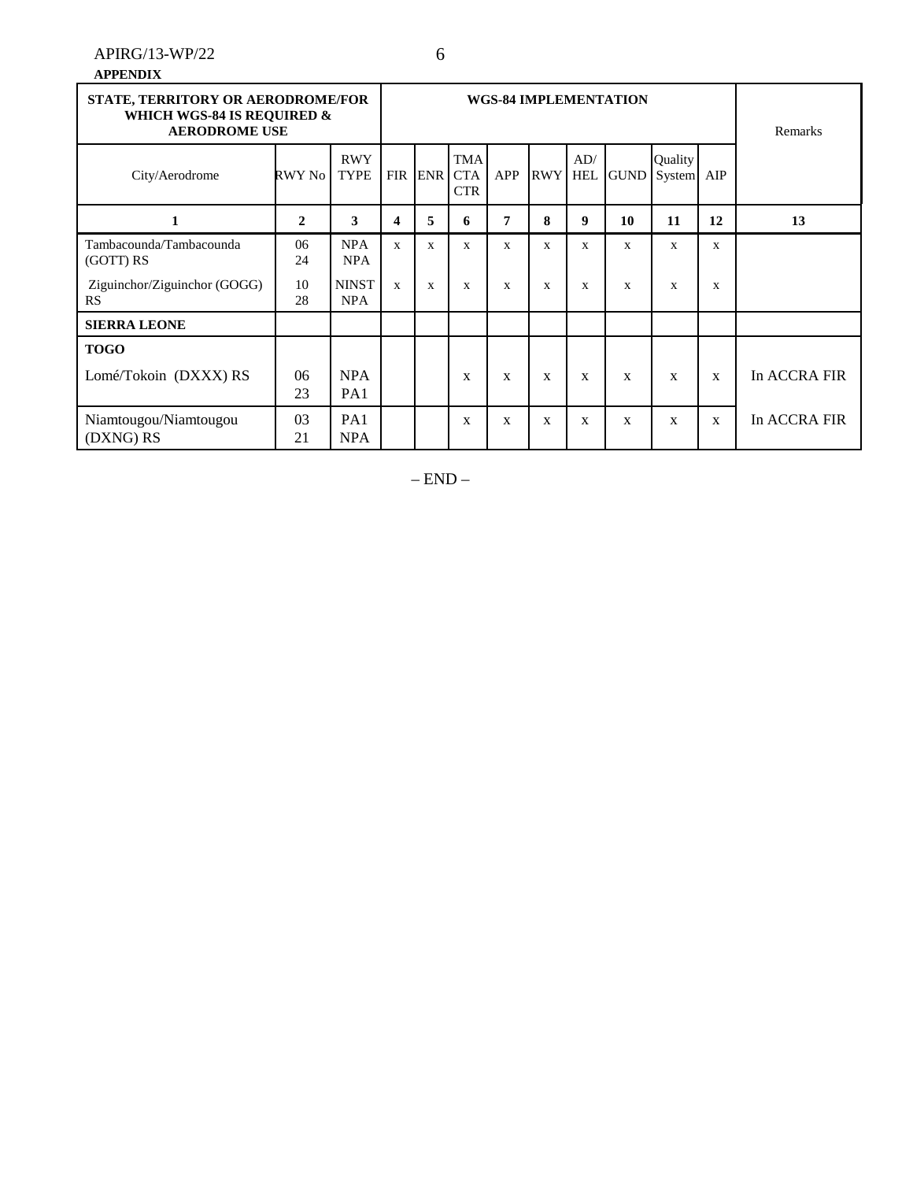**APPENDIX**

| STATE, TERRITORY OR AERODROME/FOR WHICH WGS-84 IS REQUIRED & AERODROME USE | | | WGS-84 IMPLEMENTATION | | | | | | | | | Remarks |
|---|---|---|---|---|---|---|---|---|---|---|---|---|
| City/Aerodrome | RWY No | RWY TYPE | FIR | ENR | TMA CTA CTR | APP | RWY | AD/ HEL | GUND | Quality System | AIP | |
| **1** | **2** | **3** | **4** | **5** | **6** | **7** | **8** | **9** | **10** | **11** | **12** | **13** |
| Tambacounda/Tambacounda (GOTT) RS | 06 24 | NPA NPA | x | x | x | x | x | x | x | x | x | |
| Ziguinchor/Ziguinchor (GOGG) RS | 10 28 | NINST NPA | x | x | x | x | x | x | x | x | x | |
| **SIERRA LEONE** | | | | | | | | | | | | |
| **TOGO** | | | | | | | | | | | | |
| Lomé/Tokoin (DXXX) RS | 06 23 | NPA PA1 | | | x | x | x | x | x | x | x | In ACCRA FIR |
| Niamtougou/Niamtougou (DXNG) RS | 03 21 | PA1 NPA | | | x | x | x | x | x | x | x | In ACCRA FIR |

– END –